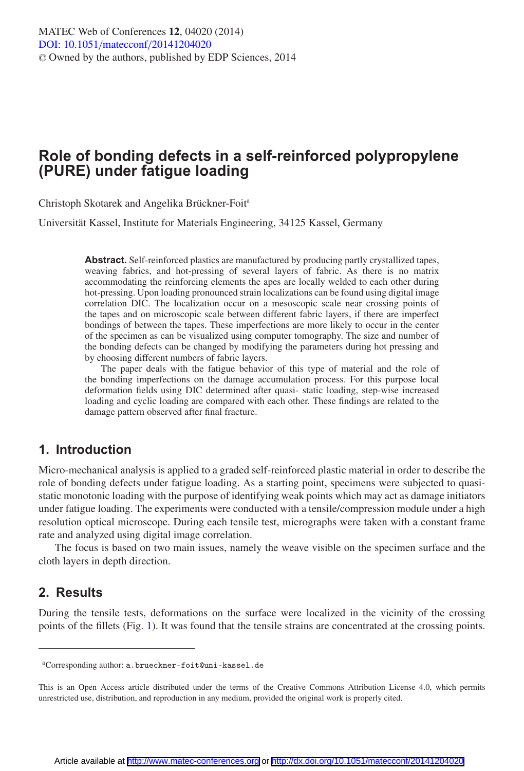# Role of bonding defects in a self-reinforced polypropylene (PURE) under fatigue loading

Christoph Skotarek and Angelika Brückner-Foit[a]

Universität Kassel, Institute for Materials Engineering, 34125 Kassel, Germany

**Abstract.** Self-reinforced plastics are manufactured by producing partly crystallized tapes, weaving fabrics, and hot-pressing of several layers of fabric. As there is no matrix accommodating the reinforcing elements the apes are locally welded to each other during hot-pressing. Upon loading pronounced strain localizations can be found using digital image correlation DIC. The localization occur on a mesoscopic scale near crossing points of the tapes and on microscopic scale between different fabric layers, if there are imperfect bondings of between the tapes. These imperfections are more likely to occur in the center of the specimen as can be visualized using computer tomography. The size and number of the bonding defects can be changed by modifying the parameters during hot pressing and by choosing different numbers of fabric layers.

The paper deals with the fatigue behavior of this type of material and the role of the bonding imperfections on the damage accumulation process. For this purpose local deformation fields using DIC determined after quasi- static loading, step-wise increased loading and cyclic loading are compared with each other. These findings are related to the damage pattern observed after final fracture.

## 1. Introduction

Micro-mechanical analysis is applied to a graded self-reinforced plastic material in order to describe the role of bonding defects under fatigue loading. As a starting point, specimens were subjected to quasi-static monotonic loading with the purpose of identifying weak points which may act as damage initiators under fatigue loading. The experiments were conducted with a tensile/compression module under a high resolution optical microscope. During each tensile test, micrographs were taken with a constant frame rate and analyzed using digital image correlation.

The focus is based on two main issues, namely the weave visible on the specimen surface and the cloth layers in depth direction.

## 2. Results

During the tensile tests, deformations on the surface were localized in the vicinity of the crossing points of the fillets (Fig. 1). It was found that the tensile strains are concentrated at the crossing points.

---

[a]Corresponding author: a.brueckner-foit@uni-kassel.de

This is an Open Access article distributed under the terms of the Creative Commons Attribution License 4.0, which permits unrestricted use, distribution, and reproduction in any medium, provided the original work is properly cited.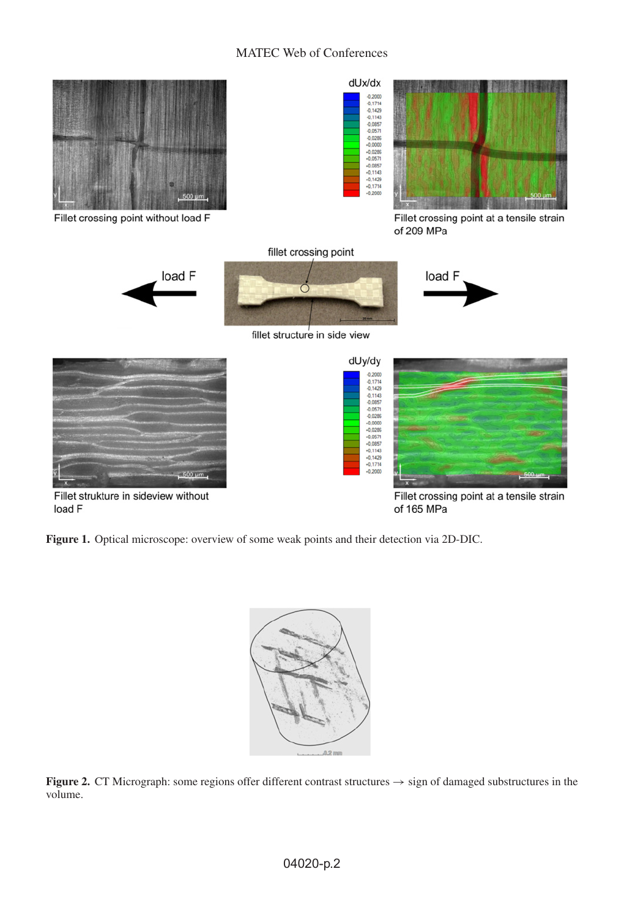**Figure 1.** Optical microscope: overview of some weak points and their detection via 2D-DIC.

**Figure 2.** CT Micrograph: some regions offer different contrast structures → sign of damaged substructures in the volume.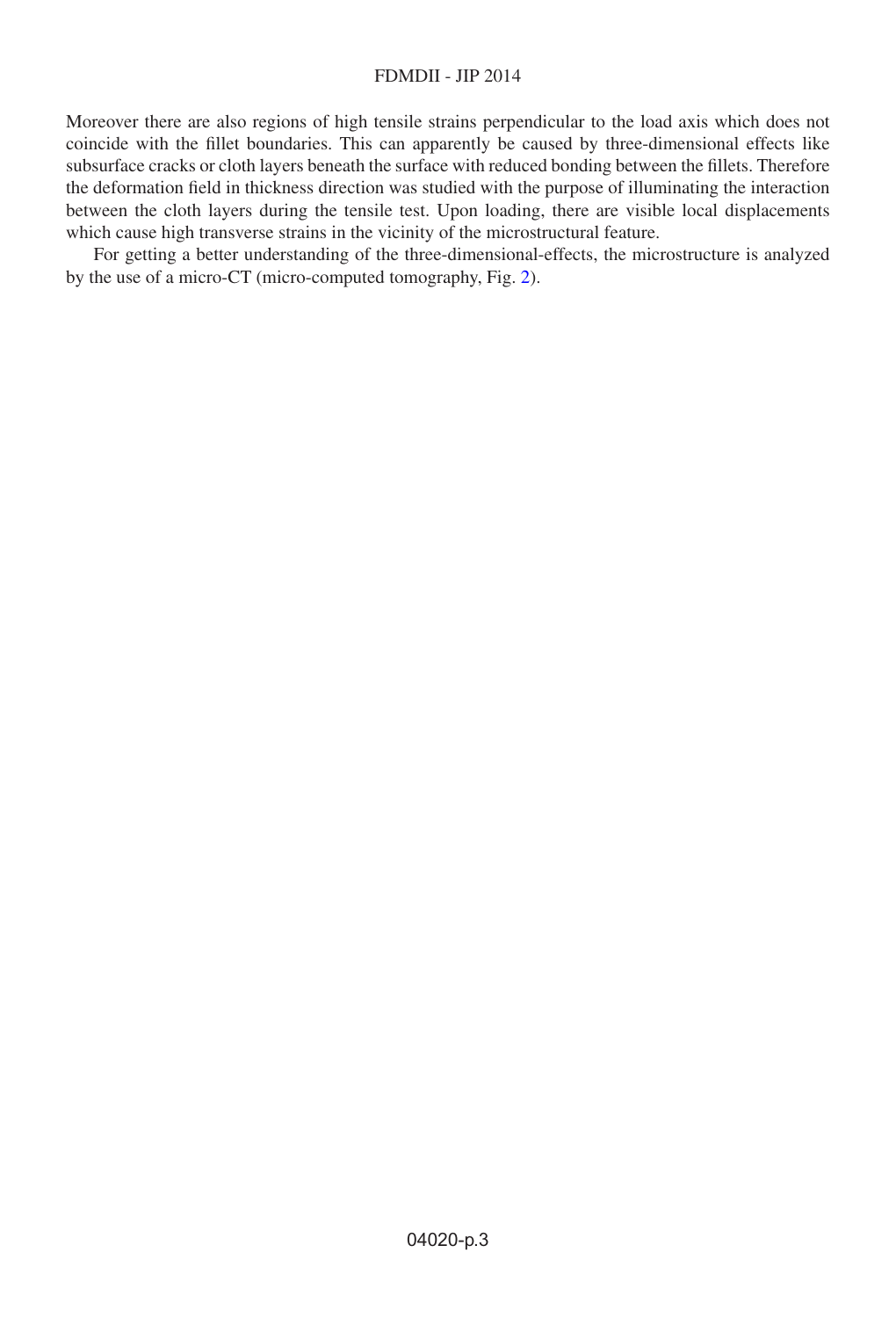Moreover there are also regions of high tensile strains perpendicular to the load axis which does not coincide with the fillet boundaries. This can apparently be caused by three-dimensional effects like subsurface cracks or cloth layers beneath the surface with reduced bonding between the fillets. Therefore the deformation field in thickness direction was studied with the purpose of illuminating the interaction between the cloth layers during the tensile test. Upon loading, there are visible local displacements which cause high transverse strains in the vicinity of the microstructural feature.

For getting a better understanding of the three-dimensional-effects, the microstructure is analyzed by the use of a micro-CT (micro-computed tomography, Fig. 2).